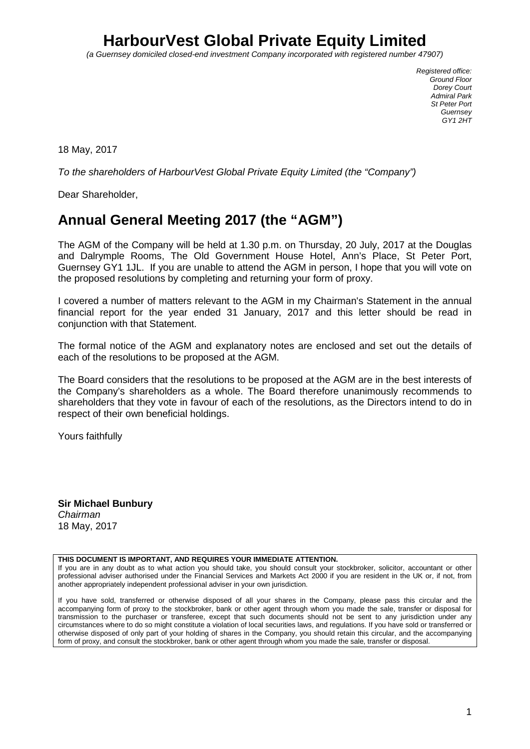# HarbourVest Global Private Equity Limited

*(a Guernsey domiciled closed-end investment Company incorporated with registered number 47907)*

*Registered office:*
*Ground Floor*
*Dorey Court*
*Admiral Park*
*St Peter Port*
*Guernsey*
*GY1 2HT*

18 May, 2017

*To the shareholders of HarbourVest Global Private Equity Limited (the "Company")*

Dear Shareholder,

## Annual General Meeting 2017 (the "AGM")

The AGM of the Company will be held at 1.30 p.m. on Thursday, 20 July, 2017 at the Douglas and Dalrymple Rooms, The Old Government House Hotel, Ann's Place, St Peter Port, Guernsey GY1 1JL. If you are unable to attend the AGM in person, I hope that you will vote on the proposed resolutions by completing and returning your form of proxy.

I covered a number of matters relevant to the AGM in my Chairman's Statement in the annual financial report for the year ended 31 January, 2017 and this letter should be read in conjunction with that Statement.

The formal notice of the AGM and explanatory notes are enclosed and set out the details of each of the resolutions to be proposed at the AGM.

The Board considers that the resolutions to be proposed at the AGM are in the best interests of the Company's shareholders as a whole. The Board therefore unanimously recommends to shareholders that they vote in favour of each of the resolutions, as the Directors intend to do in respect of their own beneficial holdings.

Yours faithfully

**Sir Michael Bunbury**
*Chairman*
18 May, 2017

**THIS DOCUMENT IS IMPORTANT, AND REQUIRES YOUR IMMEDIATE ATTENTION.**
If you are in any doubt as to what action you should take, you should consult your stockbroker, solicitor, accountant or other professional adviser authorised under the Financial Services and Markets Act 2000 if you are resident in the UK or, if not, from another appropriately independent professional adviser in your own jurisdiction.

If you have sold, transferred or otherwise disposed of all your shares in the Company, please pass this circular and the accompanying form of proxy to the stockbroker, bank or other agent through whom you made the sale, transfer or disposal for transmission to the purchaser or transferee, except that such documents should not be sent to any jurisdiction under any circumstances where to do so might constitute a violation of local securities laws, and regulations. If you have sold or transferred or otherwise disposed of only part of your holding of shares in the Company, you should retain this circular, and the accompanying form of proxy, and consult the stockbroker, bank or other agent through whom you made the sale, transfer or disposal.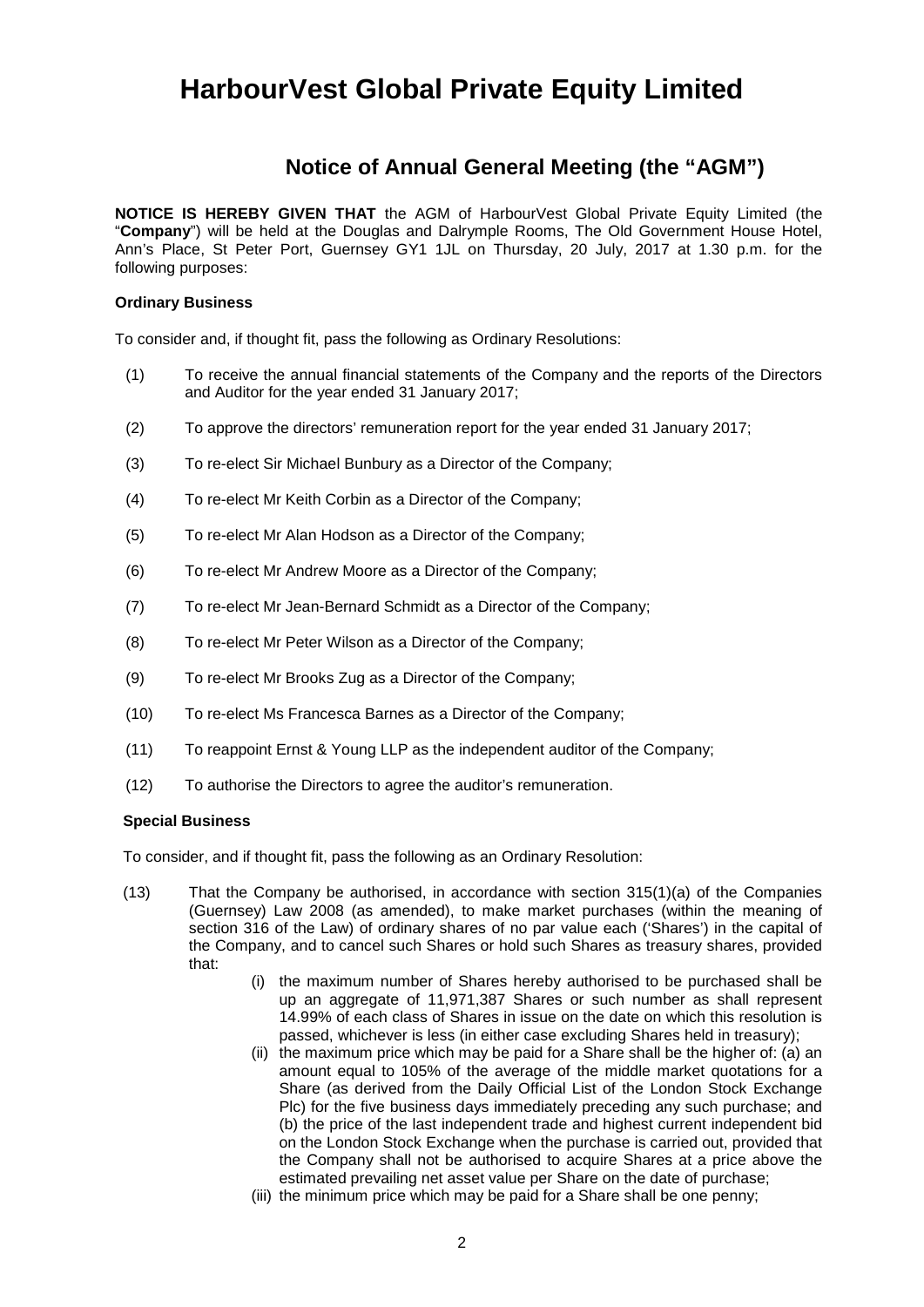# HarbourVest Global Private Equity Limited

## Notice of Annual General Meeting (the "AGM")

**NOTICE IS HEREBY GIVEN THAT** the AGM of HarbourVest Global Private Equity Limited (the "**Company**") will be held at the Douglas and Dalrymple Rooms, The Old Government House Hotel, Ann's Place, St Peter Port, Guernsey GY1 1JL on Thursday, 20 July, 2017 at 1.30 p.m. for the following purposes:

### Ordinary Business

To consider and, if thought fit, pass the following as Ordinary Resolutions:

(1) To receive the annual financial statements of the Company and the reports of the Directors and Auditor for the year ended 31 January 2017;

(2) To approve the directors' remuneration report for the year ended 31 January 2017;

(3) To re-elect Sir Michael Bunbury as a Director of the Company;

(4) To re-elect Mr Keith Corbin as a Director of the Company;

(5) To re-elect Mr Alan Hodson as a Director of the Company;

(6) To re-elect Mr Andrew Moore as a Director of the Company;

(7) To re-elect Mr Jean-Bernard Schmidt as a Director of the Company;

(8) To re-elect Mr Peter Wilson as a Director of the Company;

(9) To re-elect Mr Brooks Zug as a Director of the Company;

(10) To re-elect Ms Francesca Barnes as a Director of the Company;

(11) To reappoint Ernst & Young LLP as the independent auditor of the Company;

(12) To authorise the Directors to agree the auditor's remuneration.

### Special Business

To consider, and if thought fit, pass the following as an Ordinary Resolution:

(13) That the Company be authorised, in accordance with section 315(1)(a) of the Companies (Guernsey) Law 2008 (as amended), to make market purchases (within the meaning of section 316 of the Law) of ordinary shares of no par value each ('Shares') in the capital of the Company, and to cancel such Shares or hold such Shares as treasury shares, provided that:

  (i) the maximum number of Shares hereby authorised to be purchased shall be up an aggregate of 11,971,387 Shares or such number as shall represent 14.99% of each class of Shares in issue on the date on which this resolution is passed, whichever is less (in either case excluding Shares held in treasury);

  (ii) the maximum price which may be paid for a Share shall be the higher of: (a) an amount equal to 105% of the average of the middle market quotations for a Share (as derived from the Daily Official List of the London Stock Exchange Plc) for the five business days immediately preceding any such purchase; and (b) the price of the last independent trade and highest current independent bid on the London Stock Exchange when the purchase is carried out, provided that the Company shall not be authorised to acquire Shares at a price above the estimated prevailing net asset value per Share on the date of purchase;

  (iii) the minimum price which may be paid for a Share shall be one penny;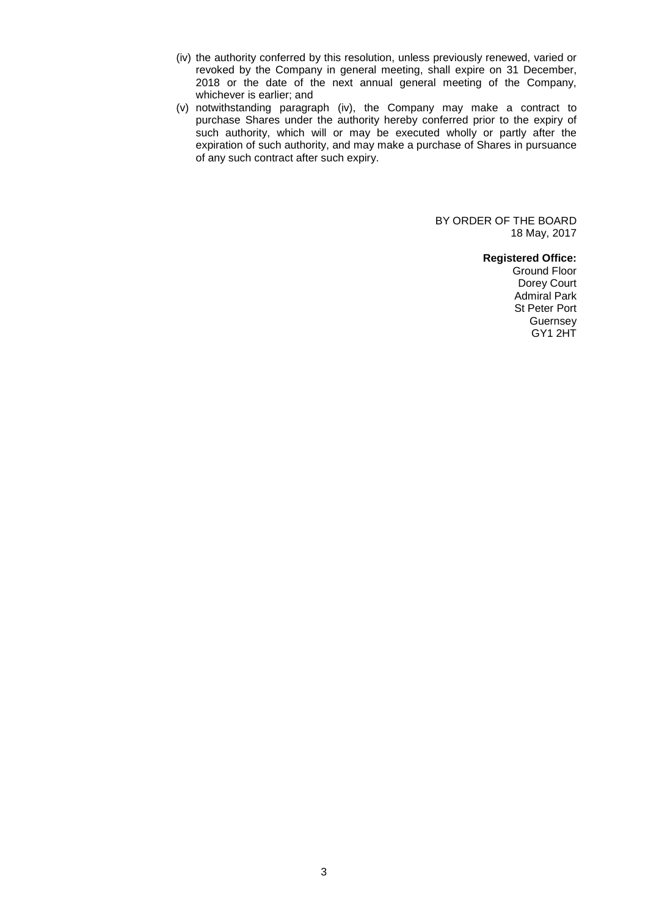(iv) the authority conferred by this resolution, unless previously renewed, varied or revoked by the Company in general meeting, shall expire on 31 December, 2018 or the date of the next annual general meeting of the Company, whichever is earlier; and

(v) notwithstanding paragraph (iv), the Company may make a contract to purchase Shares under the authority hereby conferred prior to the expiry of such authority, which will or may be executed wholly or partly after the expiration of such authority, and may make a purchase of Shares in pursuance of any such contract after such expiry.

BY ORDER OF THE BOARD
18 May, 2017

**Registered Office:**
Ground Floor
Dorey Court
Admiral Park
St Peter Port
Guernsey
GY1 2HT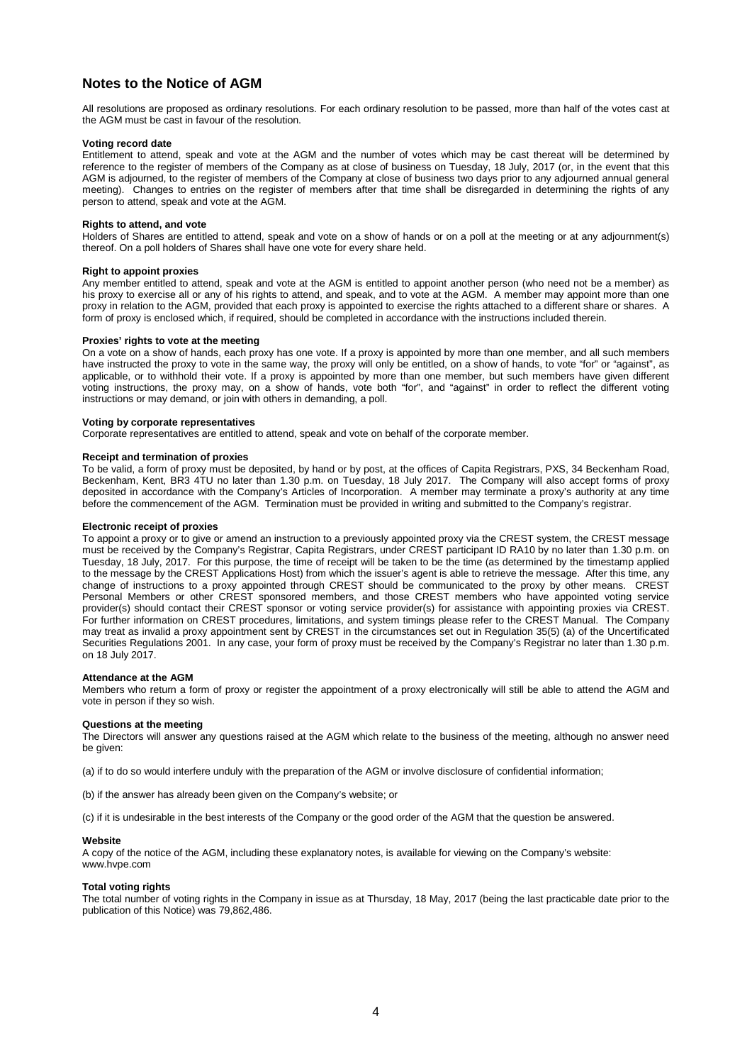## Notes to the Notice of AGM

All resolutions are proposed as ordinary resolutions. For each ordinary resolution to be passed, more than half of the votes cast at the AGM must be cast in favour of the resolution.

**Voting record date**

Entitlement to attend, speak and vote at the AGM and the number of votes which may be cast thereat will be determined by reference to the register of members of the Company as at close of business on Tuesday, 18 July, 2017 (or, in the event that this AGM is adjourned, to the register of members of the Company at close of business two days prior to any adjourned annual general meeting). Changes to entries on the register of members after that time shall be disregarded in determining the rights of any person to attend, speak and vote at the AGM.

**Rights to attend, and vote**

Holders of Shares are entitled to attend, speak and vote on a show of hands or on a poll at the meeting or at any adjournment(s) thereof. On a poll holders of Shares shall have one vote for every share held.

**Right to appoint proxies**

Any member entitled to attend, speak and vote at the AGM is entitled to appoint another person (who need not be a member) as his proxy to exercise all or any of his rights to attend, and speak, and to vote at the AGM. A member may appoint more than one proxy in relation to the AGM, provided that each proxy is appointed to exercise the rights attached to a different share or shares. A form of proxy is enclosed which, if required, should be completed in accordance with the instructions included therein.

**Proxies' rights to vote at the meeting**

On a vote on a show of hands, each proxy has one vote. If a proxy is appointed by more than one member, and all such members have instructed the proxy to vote in the same way, the proxy will only be entitled, on a show of hands, to vote "for" or "against", as applicable, or to withhold their vote. If a proxy is appointed by more than one member, but such members have given different voting instructions, the proxy may, on a show of hands, vote both "for", and "against" in order to reflect the different voting instructions or may demand, or join with others in demanding, a poll.

**Voting by corporate representatives**

Corporate representatives are entitled to attend, speak and vote on behalf of the corporate member.

**Receipt and termination of proxies**

To be valid, a form of proxy must be deposited, by hand or by post, at the offices of Capita Registrars, PXS, 34 Beckenham Road, Beckenham, Kent, BR3 4TU no later than 1.30 p.m. on Tuesday, 18 July 2017. The Company will also accept forms of proxy deposited in accordance with the Company's Articles of Incorporation. A member may terminate a proxy's authority at any time before the commencement of the AGM. Termination must be provided in writing and submitted to the Company's registrar.

**Electronic receipt of proxies**

To appoint a proxy or to give or amend an instruction to a previously appointed proxy via the CREST system, the CREST message must be received by the Company's Registrar, Capita Registrars, under CREST participant ID RA10 by no later than 1.30 p.m. on Tuesday, 18 July, 2017. For this purpose, the time of receipt will be taken to be the time (as determined by the timestamp applied to the message by the CREST Applications Host) from which the issuer's agent is able to retrieve the message. After this time, any change of instructions to a proxy appointed through CREST should be communicated to the proxy by other means. CREST Personal Members or other CREST sponsored members, and those CREST members who have appointed voting service provider(s) should contact their CREST sponsor or voting service provider(s) for assistance with appointing proxies via CREST. For further information on CREST procedures, limitations, and system timings please refer to the CREST Manual. The Company may treat as invalid a proxy appointment sent by CREST in the circumstances set out in Regulation 35(5) (a) of the Uncertificated Securities Regulations 2001. In any case, your form of proxy must be received by the Company's Registrar no later than 1.30 p.m. on 18 July 2017.

**Attendance at the AGM**

Members who return a form of proxy or register the appointment of a proxy electronically will still be able to attend the AGM and vote in person if they so wish.

**Questions at the meeting**

The Directors will answer any questions raised at the AGM which relate to the business of the meeting, although no answer need be given:

(a) if to do so would interfere unduly with the preparation of the AGM or involve disclosure of confidential information;

(b) if the answer has already been given on the Company's website; or

(c) if it is undesirable in the best interests of the Company or the good order of the AGM that the question be answered.

**Website**

A copy of the notice of the AGM, including these explanatory notes, is available for viewing on the Company's website: www.hvpe.com

**Total voting rights**

The total number of voting rights in the Company in issue as at Thursday, 18 May, 2017 (being the last practicable date prior to the publication of this Notice) was 79,862,486.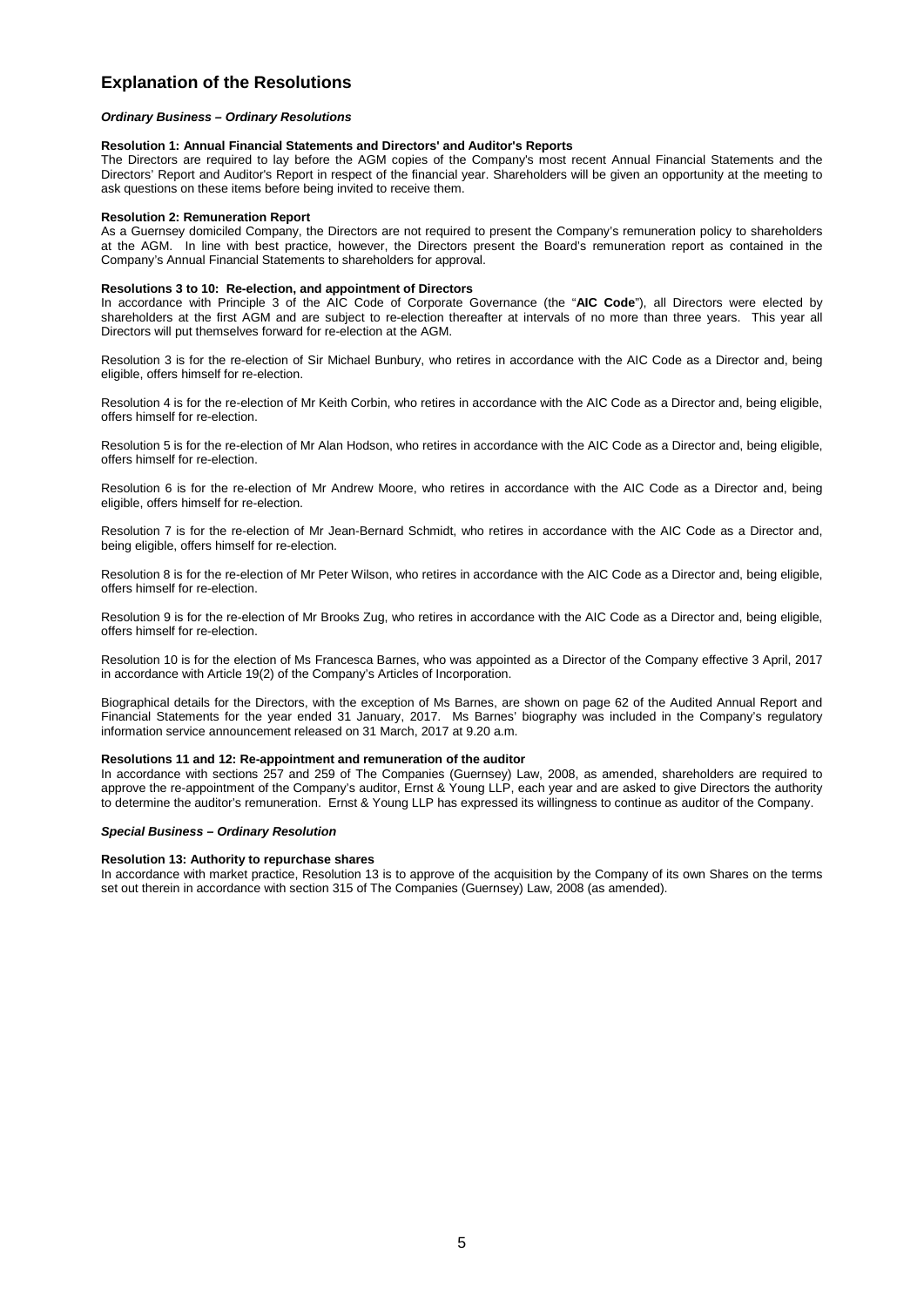## Explanation of the Resolutions

***Ordinary Business – Ordinary Resolutions***

**Resolution 1: Annual Financial Statements and Directors' and Auditor's Reports**

The Directors are required to lay before the AGM copies of the Company's most recent Annual Financial Statements and the Directors' Report and Auditor's Report in respect of the financial year. Shareholders will be given an opportunity at the meeting to ask questions on these items before being invited to receive them.

**Resolution 2: Remuneration Report**

As a Guernsey domiciled Company, the Directors are not required to present the Company's remuneration policy to shareholders at the AGM. In line with best practice, however, the Directors present the Board's remuneration report as contained in the Company's Annual Financial Statements to shareholders for approval.

**Resolutions 3 to 10: Re-election, and appointment of Directors**

In accordance with Principle 3 of the AIC Code of Corporate Governance (the "**AIC Code**"), all Directors were elected by shareholders at the first AGM and are subject to re-election thereafter at intervals of no more than three years. This year all Directors will put themselves forward for re-election at the AGM.

Resolution 3 is for the re-election of Sir Michael Bunbury, who retires in accordance with the AIC Code as a Director and, being eligible, offers himself for re-election.

Resolution 4 is for the re-election of Mr Keith Corbin, who retires in accordance with the AIC Code as a Director and, being eligible, offers himself for re-election.

Resolution 5 is for the re-election of Mr Alan Hodson, who retires in accordance with the AIC Code as a Director and, being eligible, offers himself for re-election.

Resolution 6 is for the re-election of Mr Andrew Moore, who retires in accordance with the AIC Code as a Director and, being eligible, offers himself for re-election.

Resolution 7 is for the re-election of Mr Jean-Bernard Schmidt, who retires in accordance with the AIC Code as a Director and, being eligible, offers himself for re-election.

Resolution 8 is for the re-election of Mr Peter Wilson, who retires in accordance with the AIC Code as a Director and, being eligible, offers himself for re-election.

Resolution 9 is for the re-election of Mr Brooks Zug, who retires in accordance with the AIC Code as a Director and, being eligible, offers himself for re-election.

Resolution 10 is for the election of Ms Francesca Barnes, who was appointed as a Director of the Company effective 3 April, 2017 in accordance with Article 19(2) of the Company's Articles of Incorporation.

Biographical details for the Directors, with the exception of Ms Barnes, are shown on page 62 of the Audited Annual Report and Financial Statements for the year ended 31 January, 2017. Ms Barnes' biography was included in the Company's regulatory information service announcement released on 31 March, 2017 at 9.20 a.m.

**Resolutions 11 and 12: Re-appointment and remuneration of the auditor**

In accordance with sections 257 and 259 of The Companies (Guernsey) Law, 2008, as amended, shareholders are required to approve the re-appointment of the Company's auditor, Ernst & Young LLP, each year and are asked to give Directors the authority to determine the auditor's remuneration. Ernst & Young LLP has expressed its willingness to continue as auditor of the Company.

***Special Business – Ordinary Resolution***

**Resolution 13: Authority to repurchase shares**

In accordance with market practice, Resolution 13 is to approve of the acquisition by the Company of its own Shares on the terms set out therein in accordance with section 315 of The Companies (Guernsey) Law, 2008 (as amended).